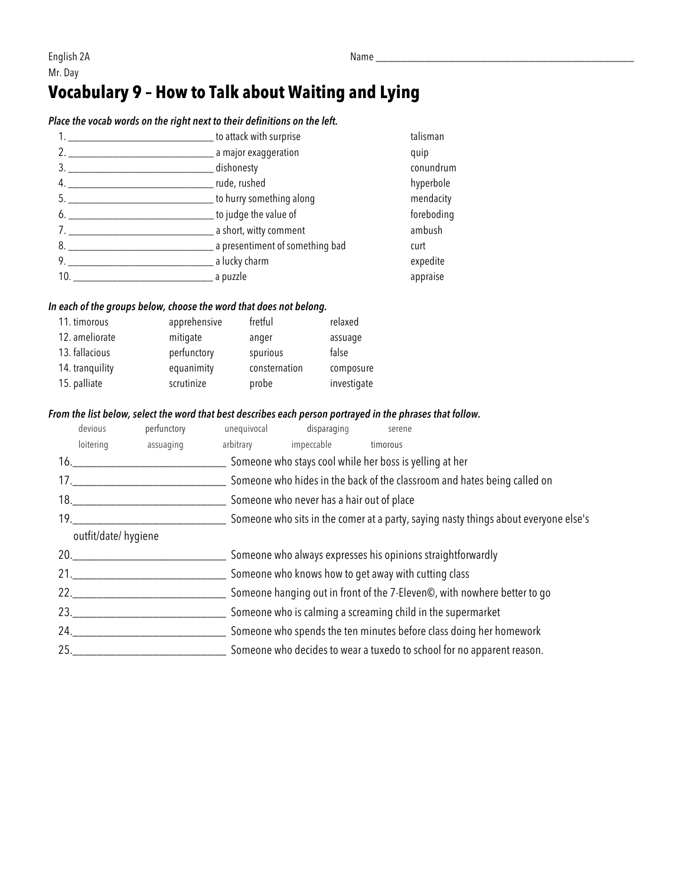English 2A
Mr. Day

Name ______________________________________________________

# Vocabulary 9 – How to Talk about Waiting and Lying

***Place the vocab words on the right next to their definitions on the left.***

| Definition | Word bank |
|---|---|
| 1. ____________________________ to attack with surprise | talisman |
| 2. ____________________________ a major exaggeration | quip |
| 3. ____________________________ dishonesty | conundrum |
| 4. ____________________________ rude, rushed | hyperbole |
| 5. ____________________________ to hurry something along | mendacity |
| 6. ____________________________ to judge the value of | foreboding |
| 7. ____________________________ a short, witty comment | ambush |
| 8. ____________________________ a presentiment of something bad | curt |
| 9. ____________________________ a lucky charm | expedite |
| 10. ____________________________ a puzzle | appraise |

***In each of the groups below, choose the word that does not belong.***

| | | | |
|---|---|---|---|
| 11. timorous | apprehensive | fretful | relaxed |
| 12. ameliorate | mitigate | anger | assuage |
| 13. fallacious | perfunctory | spurious | false |
| 14. tranquility | equanimity | consternation | composure |
| 15. palliate | scrutinize | probe | investigate |

***From the list below, select the word that best describes each person portrayed in the phrases that follow.***

| | | | | |
|---|---|---|---|---|
| devious | perfunctory | unequivocal | disparaging | serene |
| loitering | assuaging | arbitrary | impeccable | timorous |

16.____________________________ Someone who stays cool while her boss is yelling at her

17.____________________________ Someone who hides in the back of the classroom and hates being called on

18.____________________________ Someone who never has a hair out of place

19.____________________________ Someone who sits in the comer at a party, saying nasty things about everyone else's outfit/date/ hygiene

20.____________________________ Someone who always expresses his opinions straightforwardly

21.____________________________ Someone who knows how to get away with cutting class

22.____________________________ Someone hanging out in front of the 7-Eleven©, with nowhere better to go

23.____________________________ Someone who is calming a screaming child in the supermarket

24.____________________________ Someone who spends the ten minutes before class doing her homework

25.____________________________ Someone who decides to wear a tuxedo to school for no apparent reason.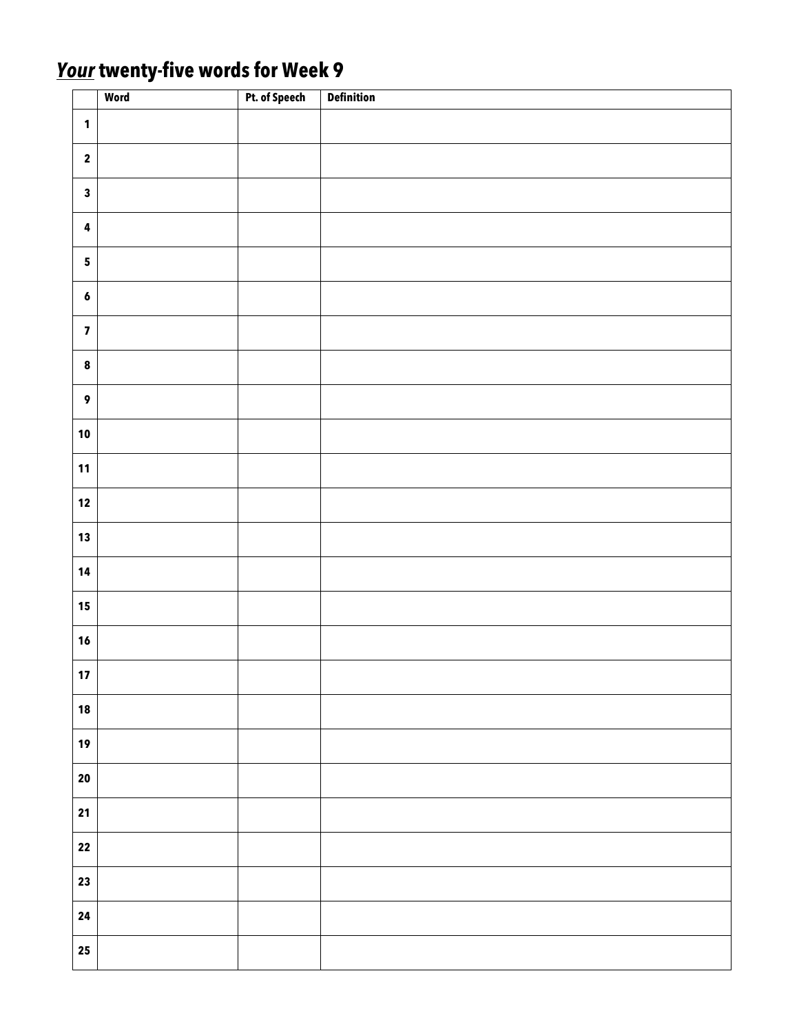# ***Your*** twenty-five words for Week 9

| | Word | Pt. of Speech | Definition |
|---|---|---|---|
| 1 | | | |
| 2 | | | |
| 3 | | | |
| 4 | | | |
| 5 | | | |
| 6 | | | |
| 7 | | | |
| 8 | | | |
| 9 | | | |
| 10 | | | |
| 11 | | | |
| 12 | | | |
| 13 | | | |
| 14 | | | |
| 15 | | | |
| 16 | | | |
| 17 | | | |
| 18 | | | |
| 19 | | | |
| 20 | | | |
| 21 | | | |
| 22 | | | |
| 23 | | | |
| 24 | | | |
| 25 | | | |